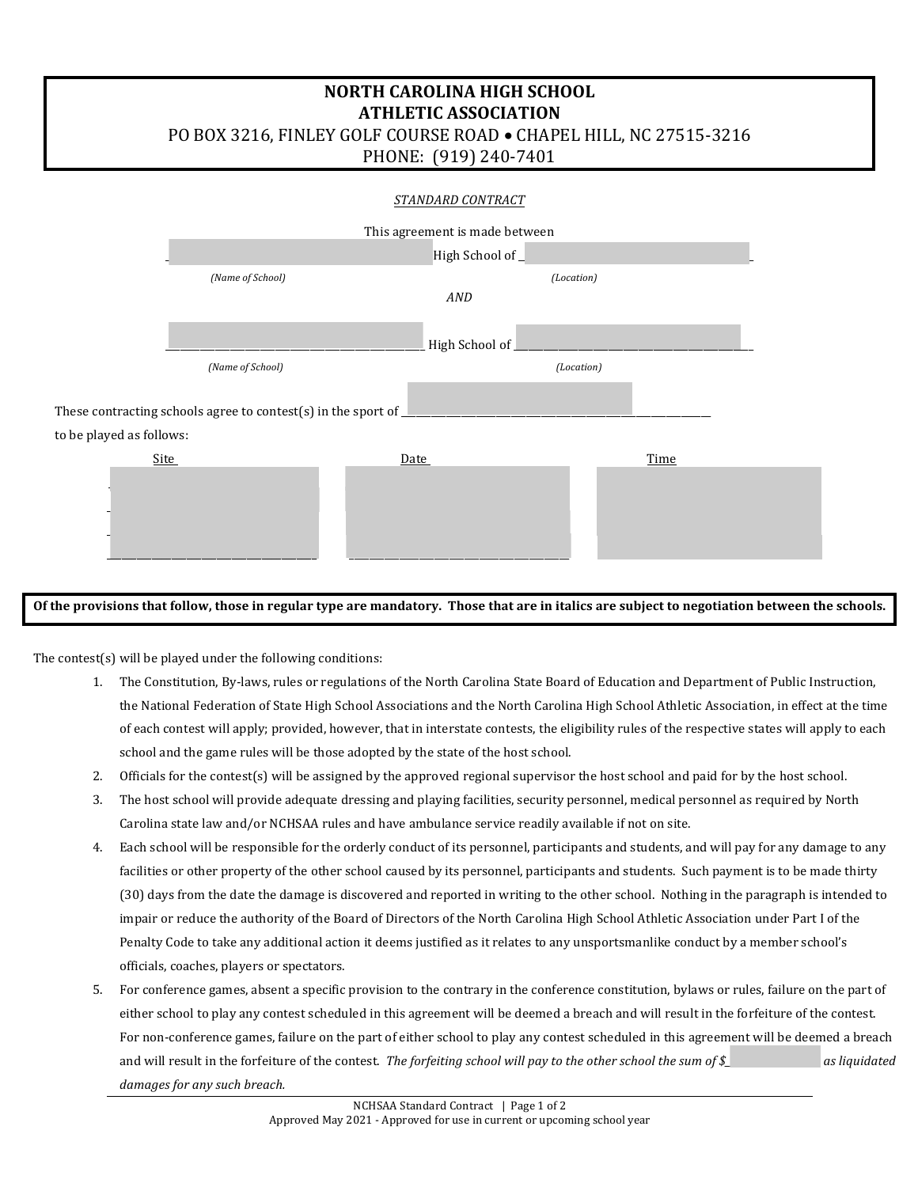# NORTH CAROLINA HIGH SCHOOL ATHLETIC ASSOCIATION

PO BOX 3216, FINLEY GOLF COURSE ROAD • CHAPEL HILL, NC 27515-3216

PHONE: (919) 240-7401

*STANDARD CONTRACT*

This agreement is made between

_______________________ High School of _______________________

*(Name of School)* *(Location)*

*AND*

_______________________ High School of _______________________

*(Name of School)* *(Location)*

These contracting schools agree to contest(s) in the sport of _______________________

to be played as follows:

| Site | Date | Time |
|---|---|---|
| | | |
| | | |
| | | |
| | | |

**Of the provisions that follow, those in regular type are mandatory. Those that are in italics are subject to negotiation between the schools.**

The contest(s) will be played under the following conditions:

1. The Constitution, By-laws, rules or regulations of the North Carolina State Board of Education and Department of Public Instruction, the National Federation of State High School Associations and the North Carolina High School Athletic Association, in effect at the time of each contest will apply; provided, however, that in interstate contests, the eligibility rules of the respective states will apply to each school and the game rules will be those adopted by the state of the host school.
2. Officials for the contest(s) will be assigned by the approved regional supervisor the host school and paid for by the host school.
3. The host school will provide adequate dressing and playing facilities, security personnel, medical personnel as required by North Carolina state law and/or NCHSAA rules and have ambulance service readily available if not on site.
4. Each school will be responsible for the orderly conduct of its personnel, participants and students, and will pay for any damage to any facilities or other property of the other school caused by its personnel, participants and students. Such payment is to be made thirty (30) days from the date the damage is discovered and reported in writing to the other school. Nothing in the paragraph is intended to impair or reduce the authority of the Board of Directors of the North Carolina High School Athletic Association under Part I of the Penalty Code to take any additional action it deems justified as it relates to any unsportsmanlike conduct by a member school's officials, coaches, players or spectators.
5. For conference games, absent a specific provision to the contrary in the conference constitution, bylaws or rules, failure on the part of either school to play any contest scheduled in this agreement will be deemed a breach and will result in the forfeiture of the contest. For non-conference games, failure on the part of either school to play any contest scheduled in this agreement will be deemed a breach and will result in the forfeiture of the contest. *The forfeiting school will pay to the other school the sum of $__________ as liquidated damages for any such breach.*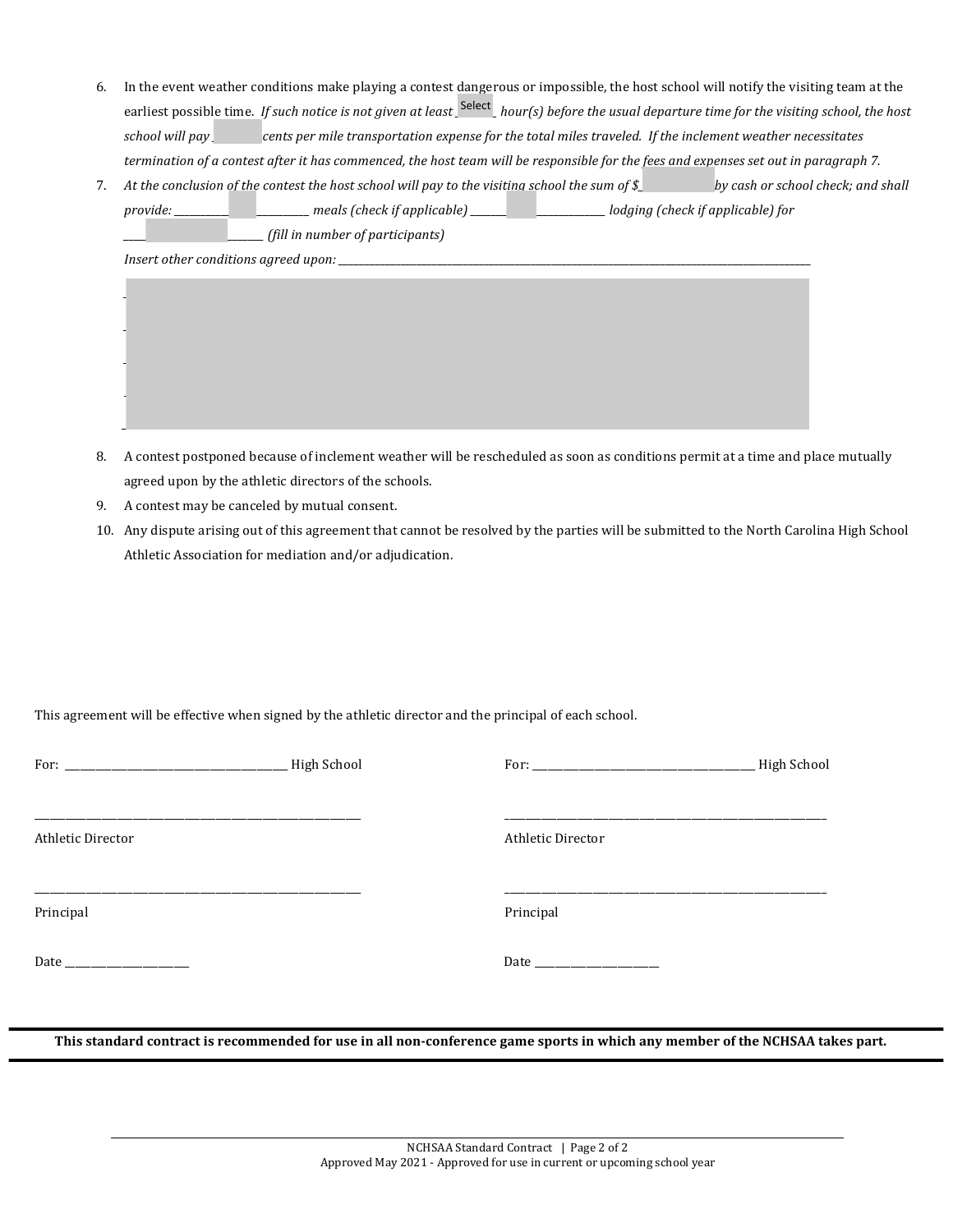6. In the event weather conditions make playing a contest dangerous or impossible, the host school will notify the visiting team at the earliest possible time. *If such notice is not given at least \_Select\_ hour(s) before the usual departure time for the visiting school, the host school will pay \_\_\_\_\_\_ cents per mile transportation expense for the total miles traveled. If the inclement weather necessitates termination of a contest after it has commenced, the host team will be responsible for the fees and expenses set out in paragraph 7.*
7. *At the conclusion of the contest the host school will pay to the visiting school the sum of $\_\_\_\_\_\_\_\_ by cash or school check; and shall provide: \_\_\_\_\_\_\_\_\_\_\_\_ meals (check if applicable) \_\_\_\_\_\_\_\_\_\_\_\_ lodging (check if applicable) for \_\_\_\_\_\_\_\_\_\_\_\_ (fill in number of participants)*

   *Insert other conditions agreed upon:* \_\_\_\_\_\_\_\_\_\_\_\_\_\_\_\_\_\_\_\_\_\_\_\_\_\_\_\_\_\_\_\_\_\_\_\_\_\_\_\_\_\_\_\_\_\_\_\_\_\_\_\_\_\_\_\_

8. A contest postponed because of inclement weather will be rescheduled as soon as conditions permit at a time and place mutually agreed upon by the athletic directors of the schools.
9. A contest may be canceled by mutual consent.
10. Any dispute arising out of this agreement that cannot be resolved by the parties will be submitted to the North Carolina High School Athletic Association for mediation and/or adjudication.

This agreement will be effective when signed by the athletic director and the principal of each school.

For: \_\_\_\_\_\_\_\_\_\_\_\_\_\_\_\_\_\_\_\_\_\_\_\_\_\_\_\_ High School

\_\_\_\_\_\_\_\_\_\_\_\_\_\_\_\_\_\_\_\_\_\_\_\_\_\_\_\_\_\_\_\_\_\_\_\_\_\_\_\_

Athletic Director

\_\_\_\_\_\_\_\_\_\_\_\_\_\_\_\_\_\_\_\_\_\_\_\_\_\_\_\_\_\_\_\_\_\_\_\_\_\_\_\_

Principal

Date \_\_\_\_\_\_\_\_\_\_\_\_\_\_\_\_

For: \_\_\_\_\_\_\_\_\_\_\_\_\_\_\_\_\_\_\_\_\_\_\_\_\_\_\_\_ High School

\_\_\_\_\_\_\_\_\_\_\_\_\_\_\_\_\_\_\_\_\_\_\_\_\_\_\_\_\_\_\_\_\_\_\_\_\_\_\_\_

Athletic Director

\_\_\_\_\_\_\_\_\_\_\_\_\_\_\_\_\_\_\_\_\_\_\_\_\_\_\_\_\_\_\_\_\_\_\_\_\_\_\_\_

Principal

Date \_\_\_\_\_\_\_\_\_\_\_\_\_\_\_\_

**This standard contract is recommended for use in all non-conference game sports in which any member of the NCHSAA takes part.**

Approved May 2021 - Approved for use in current or upcoming school year